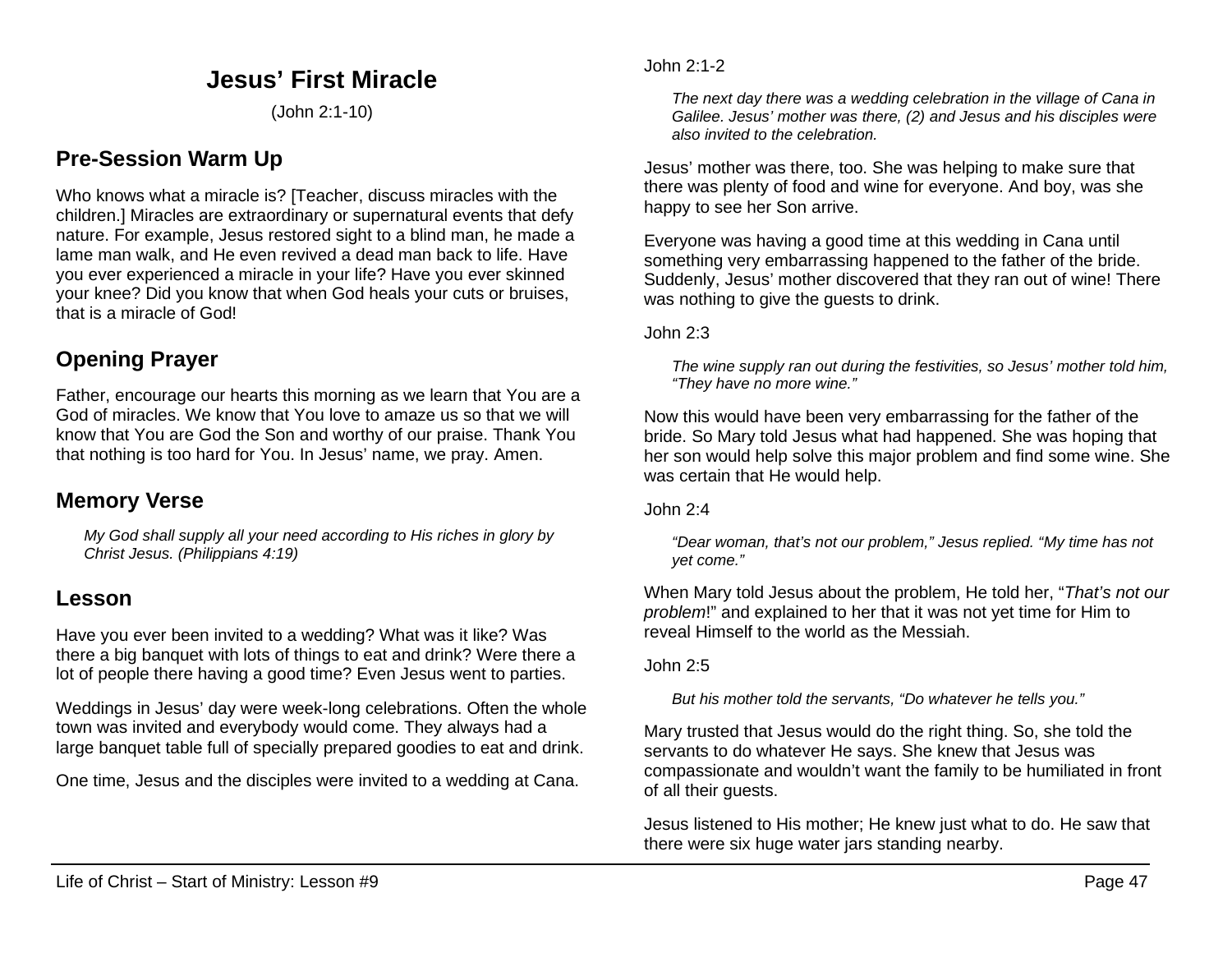# Jesus' First Miracle

(John 2:1-10)

## Pre-Session Warm Up

Who knows what a miracle is? [Teacher, discuss miracles with the children.] Miracles are extraordinary or supernatural events that defy nature. For example, Jesus restored sight to a blind man, he made a lame man walk, and He even revived a dead man back to life. Have you ever experienced a miracle in your life? Have you ever skinned your knee? Did you know that when God heals your cuts or bruises, that is a miracle of God!

## Opening Prayer

Father, encourage our hearts this morning as we learn that You are a God of miracles. We know that You love to amaze us so that we will know that You are God the Son and worthy of our praise. Thank You that nothing is too hard for You. In Jesus' name, we pray. Amen.

## Memory Verse

> *My God shall supply all your need according to His riches in glory by Christ Jesus. (Philippians 4:19)*

## Lesson

Have you ever been invited to a wedding? What was it like? Was there a big banquet with lots of things to eat and drink? Were there a lot of people there having a good time? Even Jesus went to parties.

Weddings in Jesus' day were week-long celebrations. Often the whole town was invited and everybody would come. They always had a large banquet table full of specially prepared goodies to eat and drink.

One time, Jesus and the disciples were invited to a wedding at Cana.

John 2:1-2

> *The next day there was a wedding celebration in the village of Cana in Galilee. Jesus' mother was there, (2) and Jesus and his disciples were also invited to the celebration.*

Jesus' mother was there, too. She was helping to make sure that there was plenty of food and wine for everyone. And boy, was she happy to see her Son arrive.

Everyone was having a good time at this wedding in Cana until something very embarrassing happened to the father of the bride. Suddenly, Jesus' mother discovered that they ran out of wine! There was nothing to give the guests to drink.

John 2:3

> *The wine supply ran out during the festivities, so Jesus' mother told him, "They have no more wine."*

Now this would have been very embarrassing for the father of the bride. So Mary told Jesus what had happened. She was hoping that her son would help solve this major problem and find some wine. She was certain that He would help.

John 2:4

> *"Dear woman, that's not our problem," Jesus replied. "My time has not yet come."*

When Mary told Jesus about the problem, He told her, "*That's not our problem*!" and explained to her that it was not yet time for Him to reveal Himself to the world as the Messiah.

John 2:5

> *But his mother told the servants, "Do whatever he tells you."*

Mary trusted that Jesus would do the right thing. So, she told the servants to do whatever He says. She knew that Jesus was compassionate and wouldn't want the family to be humiliated in front of all their guests.

Jesus listened to His mother; He knew just what to do. He saw that there were six huge water jars standing nearby.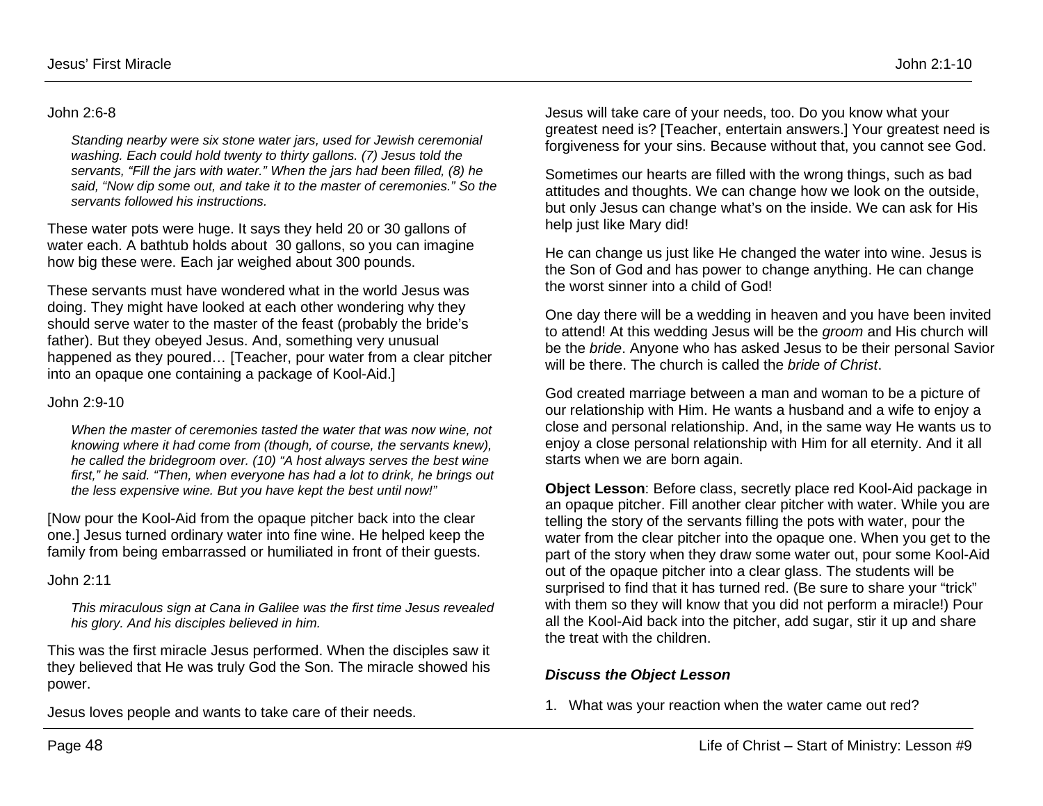John 2:6-8

> *Standing nearby were six stone water jars, used for Jewish ceremonial washing. Each could hold twenty to thirty gallons. (7) Jesus told the servants, "Fill the jars with water." When the jars had been filled, (8) he said, "Now dip some out, and take it to the master of ceremonies." So the servants followed his instructions.*

These water pots were huge. It says they held 20 or 30 gallons of water each. A bathtub holds about 30 gallons, so you can imagine how big these were. Each jar weighed about 300 pounds.

These servants must have wondered what in the world Jesus was doing. They might have looked at each other wondering why they should serve water to the master of the feast (probably the bride's father). But they obeyed Jesus. And, something very unusual happened as they poured… [Teacher, pour water from a clear pitcher into an opaque one containing a package of Kool-Aid.]

John 2:9-10

> *When the master of ceremonies tasted the water that was now wine, not knowing where it had come from (though, of course, the servants knew), he called the bridegroom over. (10) "A host always serves the best wine first," he said. "Then, when everyone has had a lot to drink, he brings out the less expensive wine. But you have kept the best until now!"*

[Now pour the Kool-Aid from the opaque pitcher back into the clear one.] Jesus turned ordinary water into fine wine. He helped keep the family from being embarrassed or humiliated in front of their guests.

John 2:11

> *This miraculous sign at Cana in Galilee was the first time Jesus revealed his glory. And his disciples believed in him.*

This was the first miracle Jesus performed. When the disciples saw it they believed that He was truly God the Son. The miracle showed his power.

Jesus loves people and wants to take care of their needs.

Jesus will take care of your needs, too. Do you know what your greatest need is? [Teacher, entertain answers.] Your greatest need is forgiveness for your sins. Because without that, you cannot see God.

Sometimes our hearts are filled with the wrong things, such as bad attitudes and thoughts. We can change how we look on the outside, but only Jesus can change what's on the inside. We can ask for His help just like Mary did!

He can change us just like He changed the water into wine. Jesus is the Son of God and has power to change anything. He can change the worst sinner into a child of God!

One day there will be a wedding in heaven and you have been invited to attend! At this wedding Jesus will be the *groom* and His church will be the *bride*. Anyone who has asked Jesus to be their personal Savior will be there. The church is called the *bride of Christ*.

God created marriage between a man and woman to be a picture of our relationship with Him. He wants a husband and a wife to enjoy a close and personal relationship. And, in the same way He wants us to enjoy a close personal relationship with Him for all eternity. And it all starts when we are born again.

**Object Lesson**: Before class, secretly place red Kool-Aid package in an opaque pitcher. Fill another clear pitcher with water. While you are telling the story of the servants filling the pots with water, pour the water from the clear pitcher into the opaque one. When you get to the part of the story when they draw some water out, pour some Kool-Aid out of the opaque pitcher into a clear glass. The students will be surprised to find that it has turned red. (Be sure to share your "trick" with them so they will know that you did not perform a miracle!) Pour all the Kool-Aid back into the pitcher, add sugar, stir it up and share the treat with the children.

### *Discuss the Object Lesson*

1. What was your reaction when the water came out red?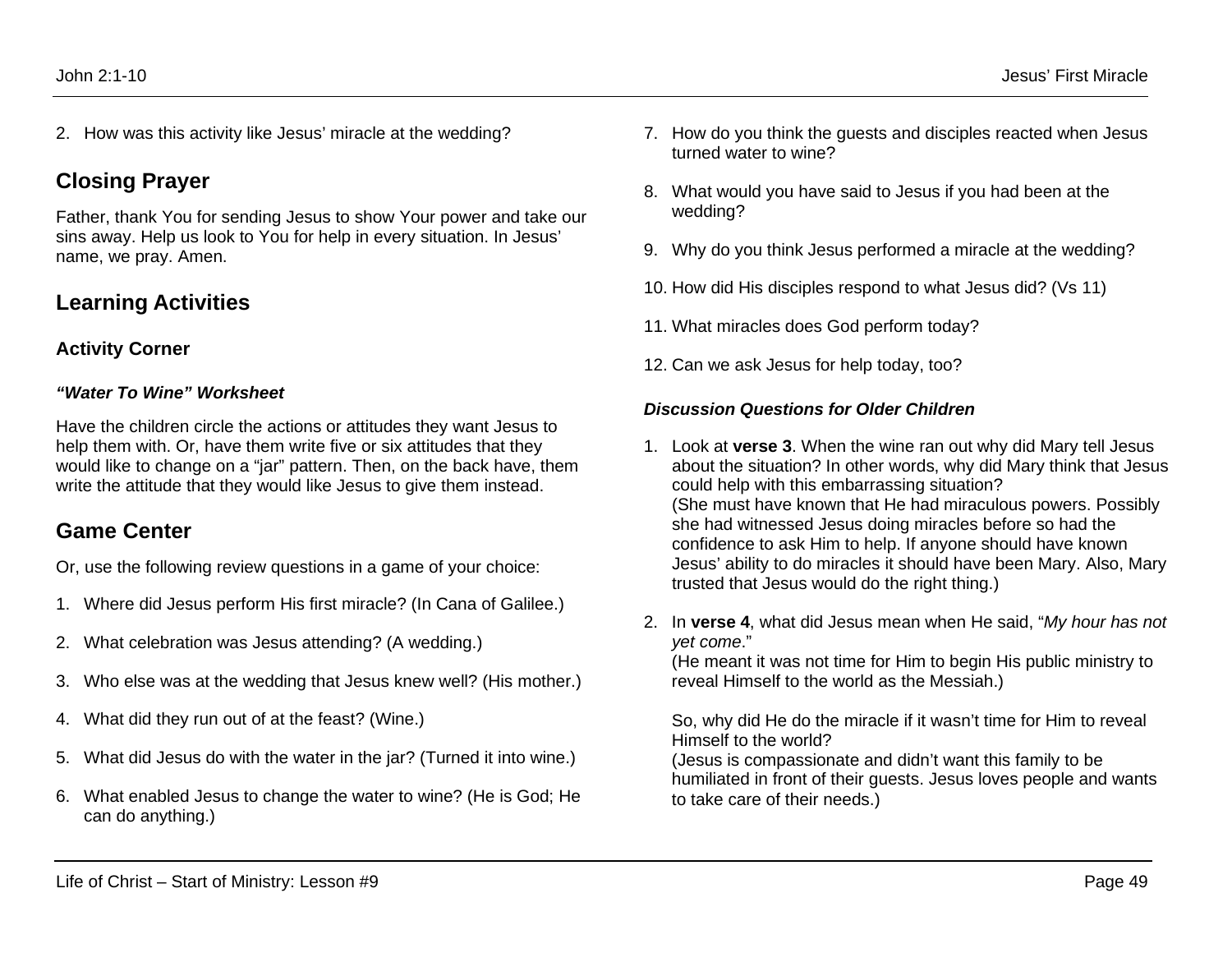2. How was this activity like Jesus' miracle at the wedding?

## Closing Prayer

Father, thank You for sending Jesus to show Your power and take our sins away. Help us look to You for help in every situation. In Jesus' name, we pray. Amen.

## Learning Activities

### Activity Corner

#### *"Water To Wine" Worksheet*

Have the children circle the actions or attitudes they want Jesus to help them with. Or, have them write five or six attitudes that they would like to change on a "jar" pattern. Then, on the back have, them write the attitude that they would like Jesus to give them instead.

## Game Center

Or, use the following review questions in a game of your choice:

1. Where did Jesus perform His first miracle? (In Cana of Galilee.)
2. What celebration was Jesus attending? (A wedding.)
3. Who else was at the wedding that Jesus knew well? (His mother.)
4. What did they run out of at the feast? (Wine.)
5. What did Jesus do with the water in the jar? (Turned it into wine.)
6. What enabled Jesus to change the water to wine? (He is God; He can do anything.)
7. How do you think the guests and disciples reacted when Jesus turned water to wine?
8. What would you have said to Jesus if you had been at the wedding?
9. Why do you think Jesus performed a miracle at the wedding?
10. How did His disciples respond to what Jesus did? (Vs 11)
11. What miracles does God perform today?
12. Can we ask Jesus for help today, too?

#### *Discussion Questions for Older Children*

1. Look at **verse 3**. When the wine ran out why did Mary tell Jesus about the situation? In other words, why did Mary think that Jesus could help with this embarrassing situation?
   (She must have known that He had miraculous powers. Possibly she had witnessed Jesus doing miracles before so had the confidence to ask Him to help. If anyone should have known Jesus' ability to do miracles it should have been Mary. Also, Mary trusted that Jesus would do the right thing.)
2. In **verse 4**, what did Jesus mean when He said, "*My hour has not yet come*."
   (He meant it was not time for Him to begin His public ministry to reveal Himself to the world as the Messiah.)

   So, why did He do the miracle if it wasn't time for Him to reveal Himself to the world?
   (Jesus is compassionate and didn't want this family to be humiliated in front of their guests. Jesus loves people and wants to take care of their needs.)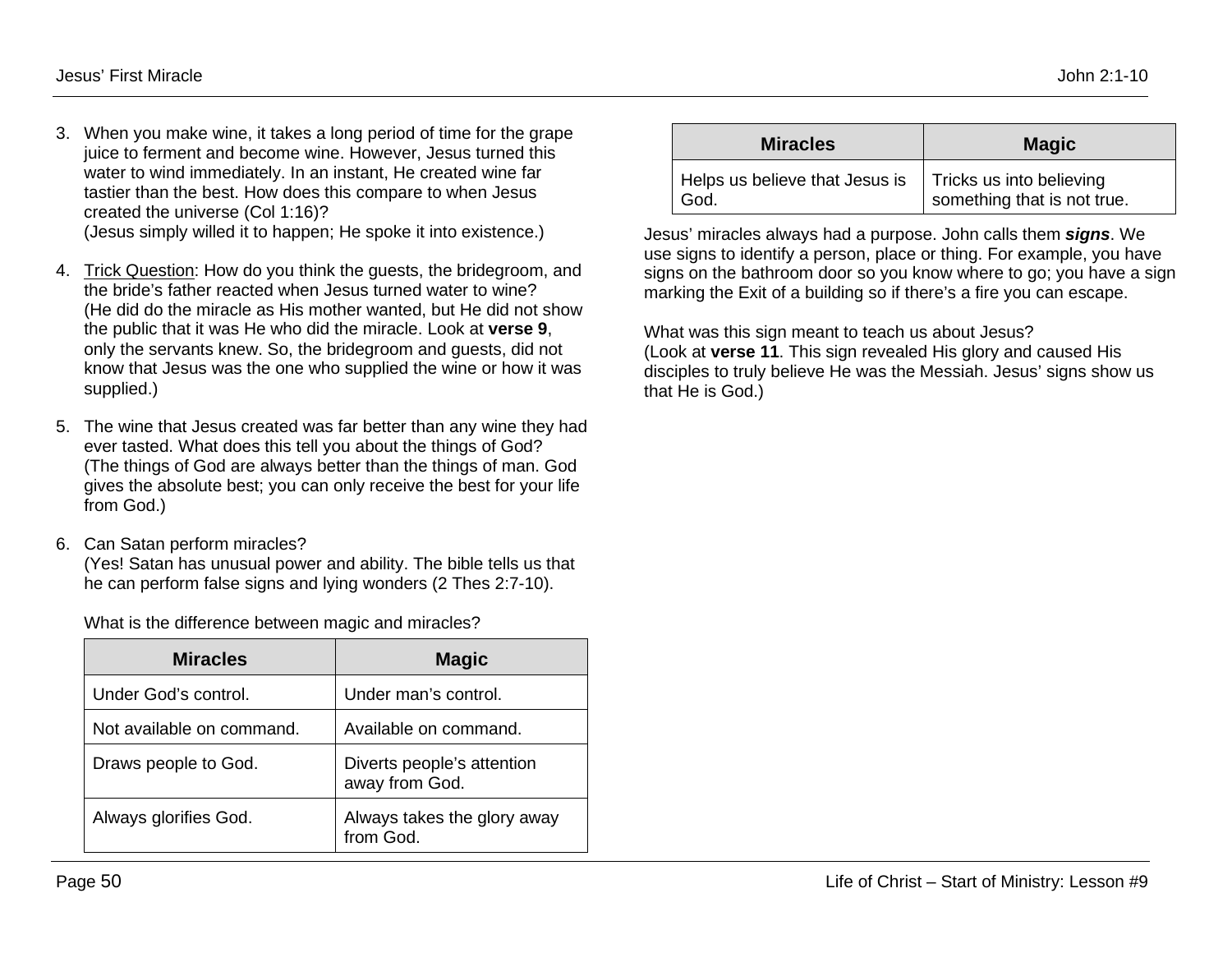3. When you make wine, it takes a long period of time for the grape juice to ferment and become wine. However, Jesus turned this water to wind immediately. In an instant, He created wine far tastier than the best. How does this compare to when Jesus created the universe (Col 1:16)?
   (Jesus simply willed it to happen; He spoke it into existence.)

4. Trick Question: How do you think the guests, the bridegroom, and the bride's father reacted when Jesus turned water to wine?
   (He did do the miracle as His mother wanted, but He did not show the public that it was He who did the miracle. Look at **verse 9**, only the servants knew. So, the bridegroom and guests, did not know that Jesus was the one who supplied the wine or how it was supplied.)

5. The wine that Jesus created was far better than any wine they had ever tasted. What does this tell you about the things of God?
   (The things of God are always better than the things of man. God gives the absolute best; you can only receive the best for your life from God.)

6. Can Satan perform miracles?
   (Yes! Satan has unusual power and ability. The bible tells us that he can perform false signs and lying wonders (2 Thes 2:7-10).

   What is the difference between magic and miracles?

| Miracles | Magic |
|---|---|
| Under God's control. | Under man's control. |
| Not available on command. | Available on command. |
| Draws people to God. | Diverts people's attention away from God. |
| Always glorifies God. | Always takes the glory away from God. |
| Helps us believe that Jesus is God. | Tricks us into believing something that is not true. |

Jesus' miracles always had a purpose. John calls them ***signs***. We use signs to identify a person, place or thing. For example, you have signs on the bathroom door so you know where to go; you have a sign marking the Exit of a building so if there's a fire you can escape.

What was this sign meant to teach us about Jesus?
(Look at **verse 11**. This sign revealed His glory and caused His disciples to truly believe He was the Messiah. Jesus' signs show us that He is God.)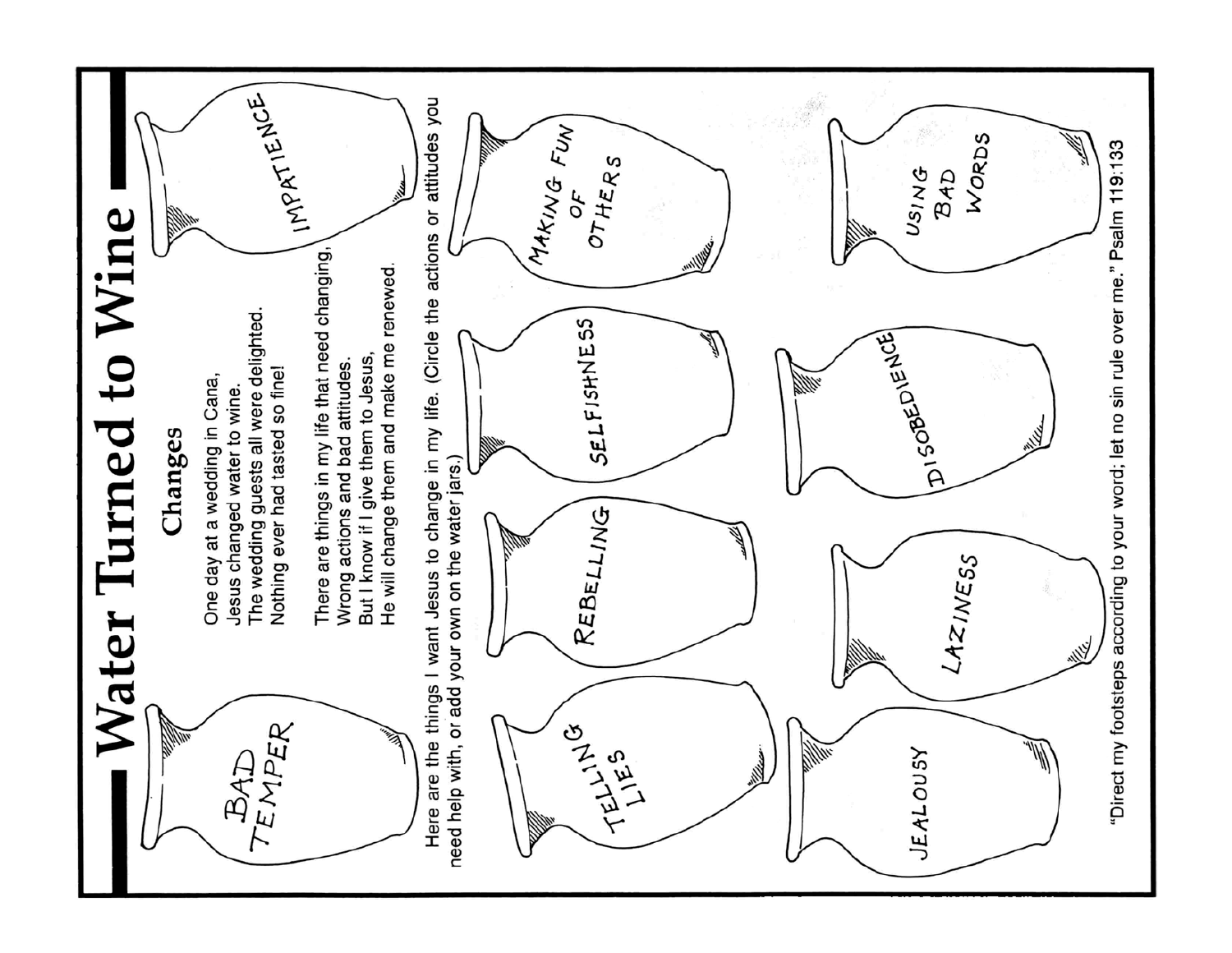# Water Turned to Wine

## Changes

One day at a wedding in Cana,
Jesus changed water to wine.
The wedding guests all were delighted.
Nothing ever had tasted so fine!

There are things in my life that need changing,
Wrong actions and bad attitudes.
But I know if I give them to Jesus,
He will change them and make me renewed.

Here are the things I want Jesus to change in my life. (Circle the actions or attitudes you need help with, or add your own on the water jars.)

BAD TEMPER

IMPATIENCE

TELLING LIES

REBELLING

SELFISHNESS

MAKING FUN OF OTHERS

JEALOUSY

LAZINESS

DISOBEDIENCE

USING BAD WORDS

"Direct my footsteps according to your word; let no sin rule over me." Psalm 119:133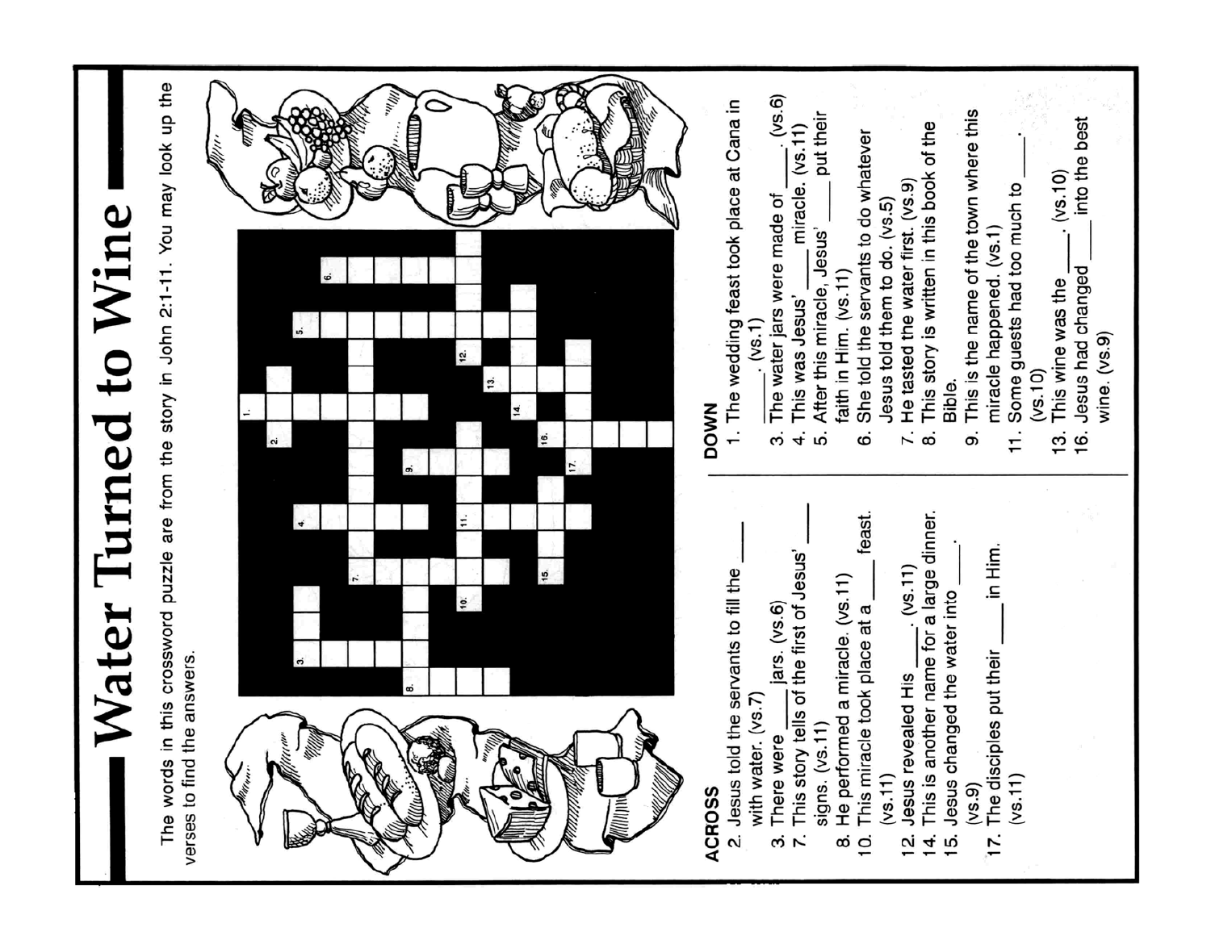# Water Turned to Wine

The words in this crossword puzzle are from the story in John 2:1-11. You may look up the verses to find the answers.

**ACROSS**

2. Jesus told the servants to fill the ____ with water. (vs.7)
3. There were ____ jars. (vs.6)
7. This story tells of the first of Jesus' ____ signs. (vs.11)
8. He performed a miracle. (vs.11)
10. This miracle took place at a ____ feast. (vs.11)
12. Jesus revealed His ____. (vs.11)
14. This is another name for a large dinner.
15. Jesus changed the water into ____. (vs.9)
17. The disciples put their ____ in Him. (vs.11)

**DOWN**

1. The wedding feast took place at Cana in ____. (vs.1)
3. The water jars were made of ____. (vs.6)
4. This was Jesus' ____ miracle. (vs.11)
5. After this miracle, Jesus' ____ put their faith in Him. (vs.11)
6. She told the servants to do whatever Jesus told them to do. (vs.5)
7. He tasted the water first. (vs.9)
8. This story is written in this book of the Bible.
9. This is the name of the town where this miracle happened. (vs.1)
11. Some guests had too much to ____. (vs.10)
13. This wine was the ____. (vs.10)
16. Jesus had changed ____ into the best wine. (vs.9)